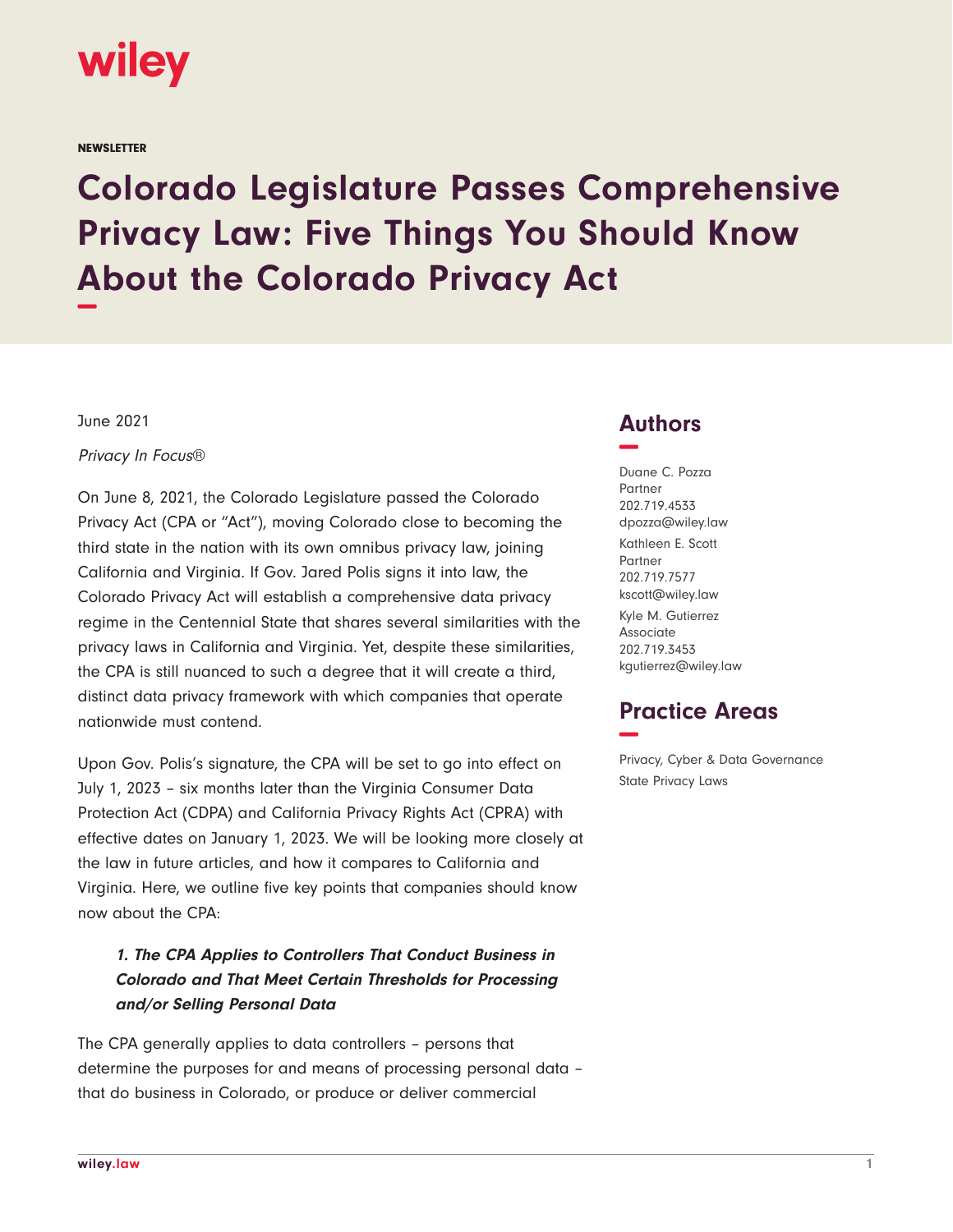wiley

NEWSLETTER

# Colorado Legislature Passes Comprehensive Privacy Law: Five Things You Should Know About the Colorado Privacy Act

June 2021

*Privacy In Focus®*

On June 8, 2021, the Colorado Legislature passed the Colorado Privacy Act (CPA or "Act"), moving Colorado close to becoming the third state in the nation with its own omnibus privacy law, joining California and Virginia. If Gov. Jared Polis signs it into law, the Colorado Privacy Act will establish a comprehensive data privacy regime in the Centennial State that shares several similarities with the privacy laws in California and Virginia. Yet, despite these similarities, the CPA is still nuanced to such a degree that it will create a third, distinct data privacy framework with which companies that operate nationwide must contend.

Upon Gov. Polis's signature, the CPA will be set to go into effect on July 1, 2023 – six months later than the Virginia Consumer Data Protection Act (CDPA) and California Privacy Rights Act (CPRA) with effective dates on January 1, 2023. We will be looking more closely at the law in future articles, and how it compares to California and Virginia. Here, we outline five key points that companies should know now about the CPA:

> ***1. The CPA Applies to Controllers That Conduct Business in Colorado and That Meet Certain Thresholds for Processing and/or Selling Personal Data***

The CPA generally applies to data controllers – persons that determine the purposes for and means of processing personal data – that do business in Colorado, or produce or deliver commercial

## Authors

Duane C. Pozza
Partner
202.719.4533
dpozza@wiley.law

Kathleen E. Scott
Partner
202.719.7577
kscott@wiley.law

Kyle M. Gutierrez
Associate
202.719.3453
kgutierrez@wiley.law

## Practice Areas

Privacy, Cyber & Data Governance
State Privacy Laws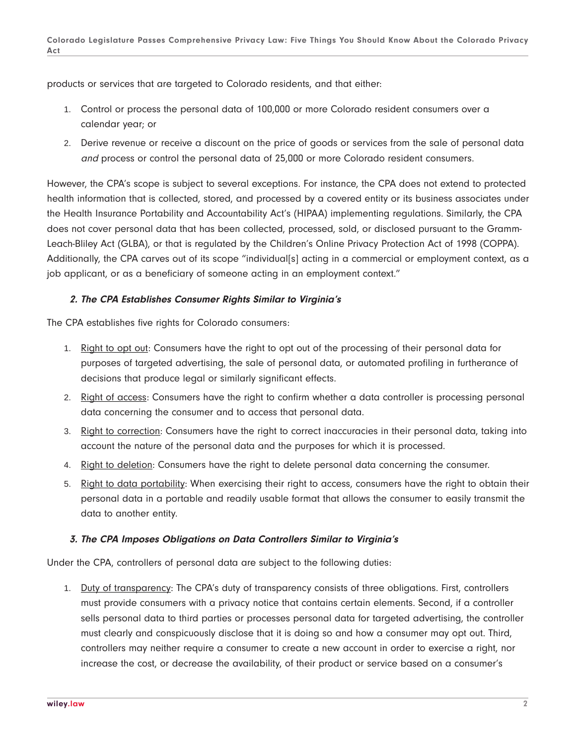products or services that are targeted to Colorado residents, and that either:

1. Control or process the personal data of 100,000 or more Colorado resident consumers over a calendar year; or
2. Derive revenue or receive a discount on the price of goods or services from the sale of personal data *and* process or control the personal data of 25,000 or more Colorado resident consumers.

However, the CPA's scope is subject to several exceptions. For instance, the CPA does not extend to protected health information that is collected, stored, and processed by a covered entity or its business associates under the Health Insurance Portability and Accountability Act's (HIPAA) implementing regulations. Similarly, the CPA does not cover personal data that has been collected, processed, sold, or disclosed pursuant to the Gramm-Leach-Bliley Act (GLBA), or that is regulated by the Children's Online Privacy Protection Act of 1998 (COPPA). Additionally, the CPA carves out of its scope "individual[s] acting in a commercial or employment context, as a job applicant, or as a beneficiary of someone acting in an employment context."

### *2. The CPA Establishes Consumer Rights Similar to Virginia's*

The CPA establishes five rights for Colorado consumers:

1. Right to opt out: Consumers have the right to opt out of the processing of their personal data for purposes of targeted advertising, the sale of personal data, or automated profiling in furtherance of decisions that produce legal or similarly significant effects.
2. Right of access: Consumers have the right to confirm whether a data controller is processing personal data concerning the consumer and to access that personal data.
3. Right to correction: Consumers have the right to correct inaccuracies in their personal data, taking into account the nature of the personal data and the purposes for which it is processed.
4. Right to deletion: Consumers have the right to delete personal data concerning the consumer.
5. Right to data portability: When exercising their right to access, consumers have the right to obtain their personal data in a portable and readily usable format that allows the consumer to easily transmit the data to another entity.

### *3. The CPA Imposes Obligations on Data Controllers Similar to Virginia's*

Under the CPA, controllers of personal data are subject to the following duties:

1. Duty of transparency: The CPA's duty of transparency consists of three obligations. First, controllers must provide consumers with a privacy notice that contains certain elements. Second, if a controller sells personal data to third parties or processes personal data for targeted advertising, the controller must clearly and conspicuously disclose that it is doing so and how a consumer may opt out. Third, controllers may neither require a consumer to create a new account in order to exercise a right, nor increase the cost, or decrease the availability, of their product or service based on a consumer's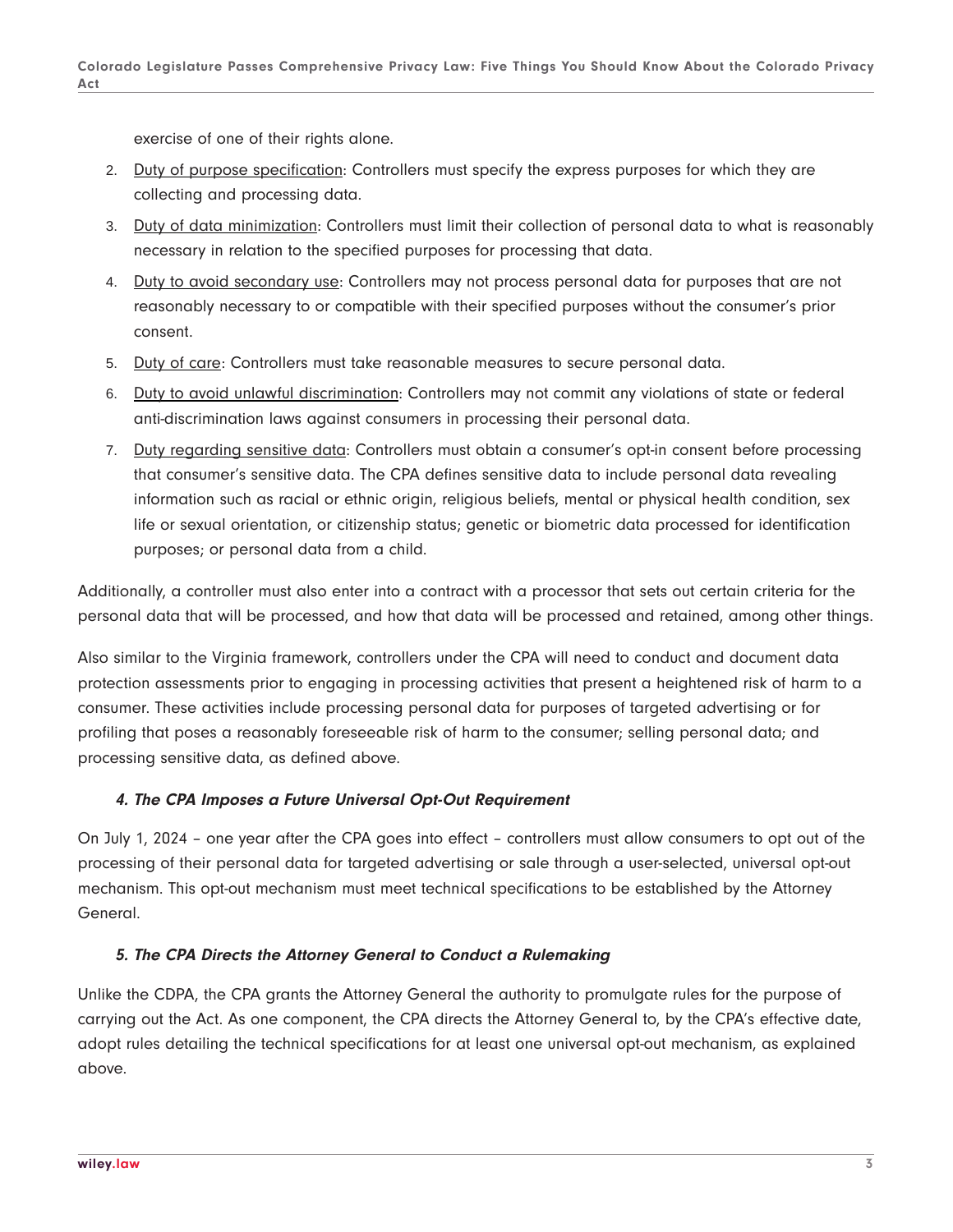exercise of one of their rights alone.

2. Duty of purpose specification: Controllers must specify the express purposes for which they are collecting and processing data.
3. Duty of data minimization: Controllers must limit their collection of personal data to what is reasonably necessary in relation to the specified purposes for processing that data.
4. Duty to avoid secondary use: Controllers may not process personal data for purposes that are not reasonably necessary to or compatible with their specified purposes without the consumer's prior consent.
5. Duty of care: Controllers must take reasonable measures to secure personal data.
6. Duty to avoid unlawful discrimination: Controllers may not commit any violations of state or federal anti-discrimination laws against consumers in processing their personal data.
7. Duty regarding sensitive data: Controllers must obtain a consumer's opt-in consent before processing that consumer's sensitive data. The CPA defines sensitive data to include personal data revealing information such as racial or ethnic origin, religious beliefs, mental or physical health condition, sex life or sexual orientation, or citizenship status; genetic or biometric data processed for identification purposes; or personal data from a child.

Additionally, a controller must also enter into a contract with a processor that sets out certain criteria for the personal data that will be processed, and how that data will be processed and retained, among other things.

Also similar to the Virginia framework, controllers under the CPA will need to conduct and document data protection assessments prior to engaging in processing activities that present a heightened risk of harm to a consumer. These activities include processing personal data for purposes of targeted advertising or for profiling that poses a reasonably foreseeable risk of harm to the consumer; selling personal data; and processing sensitive data, as defined above.

### *4. The CPA Imposes a Future Universal Opt-Out Requirement*

On July 1, 2024 – one year after the CPA goes into effect – controllers must allow consumers to opt out of the processing of their personal data for targeted advertising or sale through a user-selected, universal opt-out mechanism. This opt-out mechanism must meet technical specifications to be established by the Attorney General.

### *5. The CPA Directs the Attorney General to Conduct a Rulemaking*

Unlike the CDPA, the CPA grants the Attorney General the authority to promulgate rules for the purpose of carrying out the Act. As one component, the CPA directs the Attorney General to, by the CPA's effective date, adopt rules detailing the technical specifications for at least one universal opt-out mechanism, as explained above.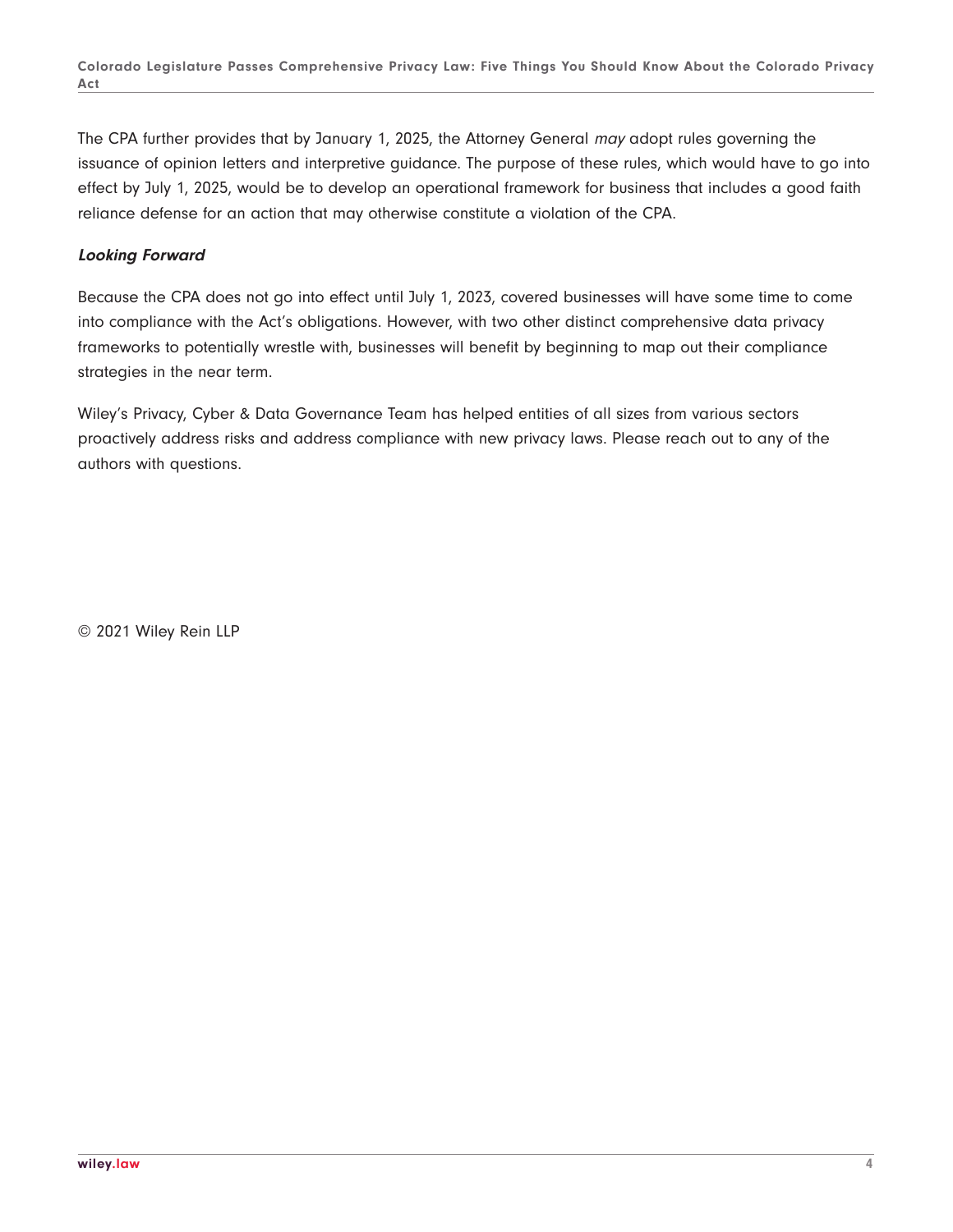The CPA further provides that by January 1, 2025, the Attorney General *may* adopt rules governing the issuance of opinion letters and interpretive guidance. The purpose of these rules, which would have to go into effect by July 1, 2025, would be to develop an operational framework for business that includes a good faith reliance defense for an action that may otherwise constitute a violation of the CPA.

### *Looking Forward*

Because the CPA does not go into effect until July 1, 2023, covered businesses will have some time to come into compliance with the Act's obligations. However, with two other distinct comprehensive data privacy frameworks to potentially wrestle with, businesses will benefit by beginning to map out their compliance strategies in the near term.

Wiley's Privacy, Cyber & Data Governance Team has helped entities of all sizes from various sectors proactively address risks and address compliance with new privacy laws. Please reach out to any of the authors with questions.

© 2021 Wiley Rein LLP